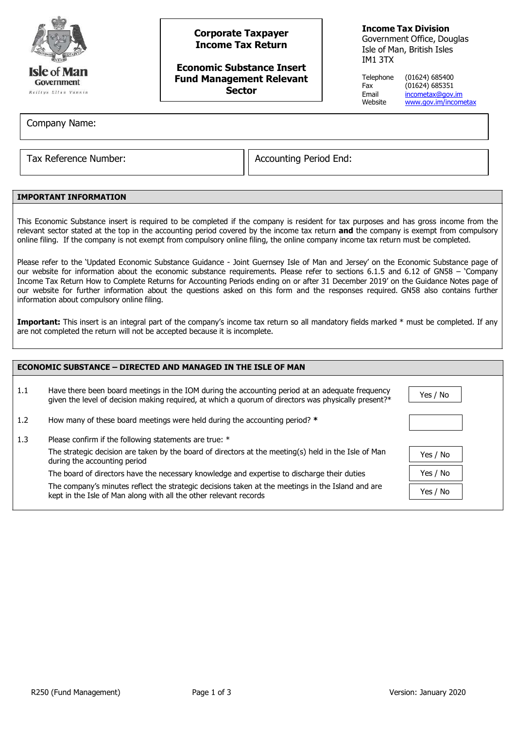Isle of Man Government
Reiltys Ellan Vannin

# Corporate Taxpayer Income Tax Return

## Economic Substance Insert Fund Management Relevant Sector

**Income Tax Division**
Government Office, Douglas
Isle of Man, British Isles
IM1 3TX

| | |
|---|---|
| Telephone | (01624) 685400 |
| Fax | (01624) 685351 |
| Email | incometax@gov.im |
| Website | www.gov.im/incometax |

Company Name:

Tax Reference Number:

Accounting Period End:

### IMPORTANT INFORMATION

This Economic Substance insert is required to be completed if the company is resident for tax purposes and has gross income from the relevant sector stated at the top in the accounting period covered by the income tax return **and** the company is exempt from compulsory online filing. If the company is not exempt from compulsory online filing, the online company income tax return must be completed.

Please refer to the 'Updated Economic Substance Guidance - Joint Guernsey Isle of Man and Jersey' on the Economic Substance page of our website for information about the economic substance requirements. Please refer to sections 6.1.5 and 6.12 of GN58 – 'Company Income Tax Return How to Complete Returns for Accounting Periods ending on or after 31 December 2019' on the Guidance Notes page of our website for further information about the questions asked on this form and the responses required. GN58 also contains further information about compulsory online filing.

**Important:** This insert is an integral part of the company's income tax return so all mandatory fields marked * must be completed. If any are not completed the return will not be accepted because it is incomplete.

### ECONOMIC SUBSTANCE – DIRECTED AND MANAGED IN THE ISLE OF MAN

| | | |
|---|---|---|
| 1.1 | Have there been board meetings in the IOM during the accounting period at an adequate frequency given the level of decision making required, at which a quorum of directors was physically present?* | Yes / No |
| 1.2 | How many of these board meetings were held during the accounting period? * | |
| 1.3 | Please confirm if the following statements are true: * | |
| | The strategic decision are taken by the board of directors at the meeting(s) held in the Isle of Man during the accounting period | Yes / No |
| | The board of directors have the necessary knowledge and expertise to discharge their duties | Yes / No |
| | The company's minutes reflect the strategic decisions taken at the meetings in the Island and are kept in the Isle of Man along with all the other relevant records | Yes / No |

R250 (Fund Management) Version: January 2020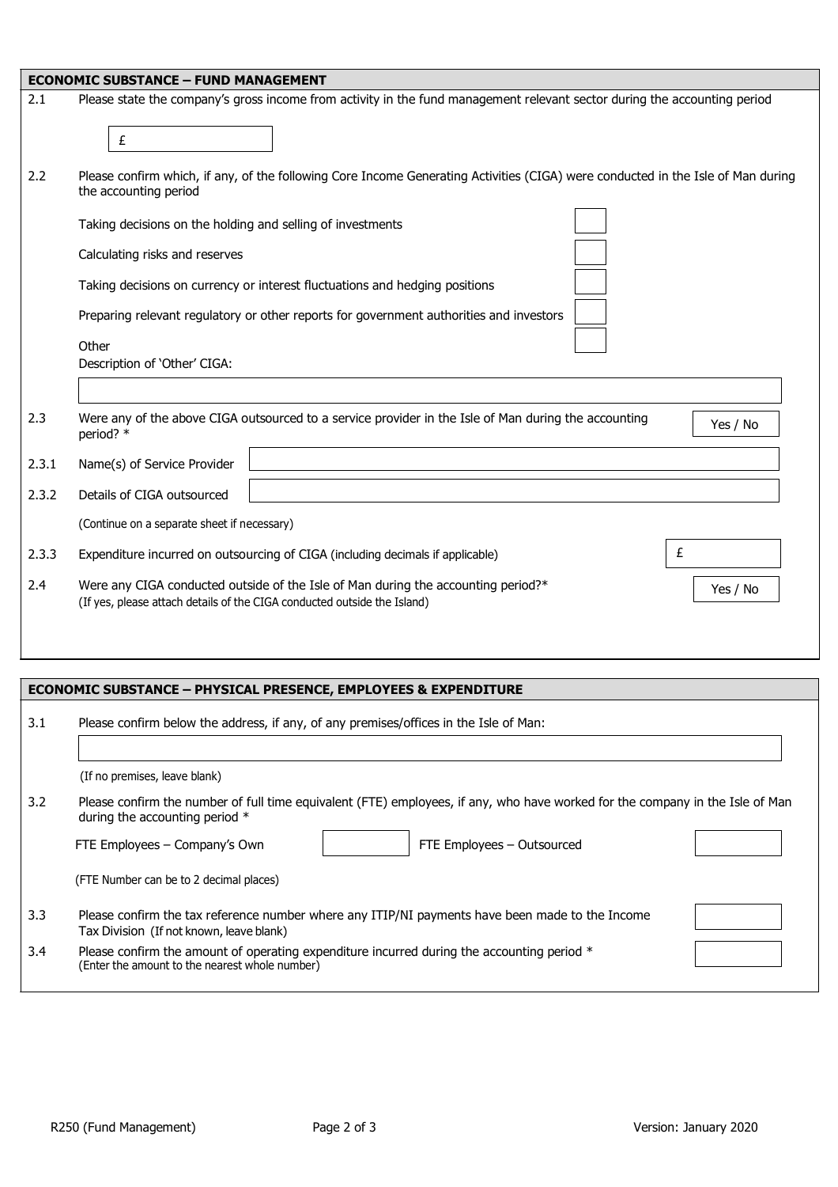## ECONOMIC SUBSTANCE – FUND MANAGEMENT

2.1 Please state the company's gross income from activity in the fund management relevant sector during the accounting period

£

2.2 Please confirm which, if any, of the following Core Income Generating Activities (CIGA) were conducted in the Isle of Man during the accounting period

- Taking decisions on the holding and selling of investments ☐
- Calculating risks and reserves ☐
- Taking decisions on currency or interest fluctuations and hedging positions ☐
- Preparing relevant regulatory or other reports for government authorities and investors ☐
- Other ☐

Description of 'Other' CIGA:

2.3 Were any of the above CIGA outsourced to a service provider in the Isle of Man during the accounting period? * — Yes / No

2.3.1 Name(s) of Service Provider

2.3.2 Details of CIGA outsourced

(Continue on a separate sheet if necessary)

2.3.3 Expenditure incurred on outsourcing of CIGA (including decimals if applicable) — £

2.4 Were any CIGA conducted outside of the Isle of Man during the accounting period?* — Yes / No
(If yes, please attach details of the CIGA conducted outside the Island)

## ECONOMIC SUBSTANCE – PHYSICAL PRESENCE, EMPLOYEES & EXPENDITURE

3.1 Please confirm below the address, if any, of any premises/offices in the Isle of Man:

(If no premises, leave blank)

3.2 Please confirm the number of full time equivalent (FTE) employees, if any, who have worked for the company in the Isle of Man during the accounting period *

FTE Employees – Company's Own

FTE Employees – Outsourced

(FTE Number can be to 2 decimal places)

3.3 Please confirm the tax reference number where any ITIP/NI payments have been made to the Income Tax Division (If not known, leave blank)

3.4 Please confirm the amount of operating expenditure incurred during the accounting period *
(Enter the amount to the nearest whole number)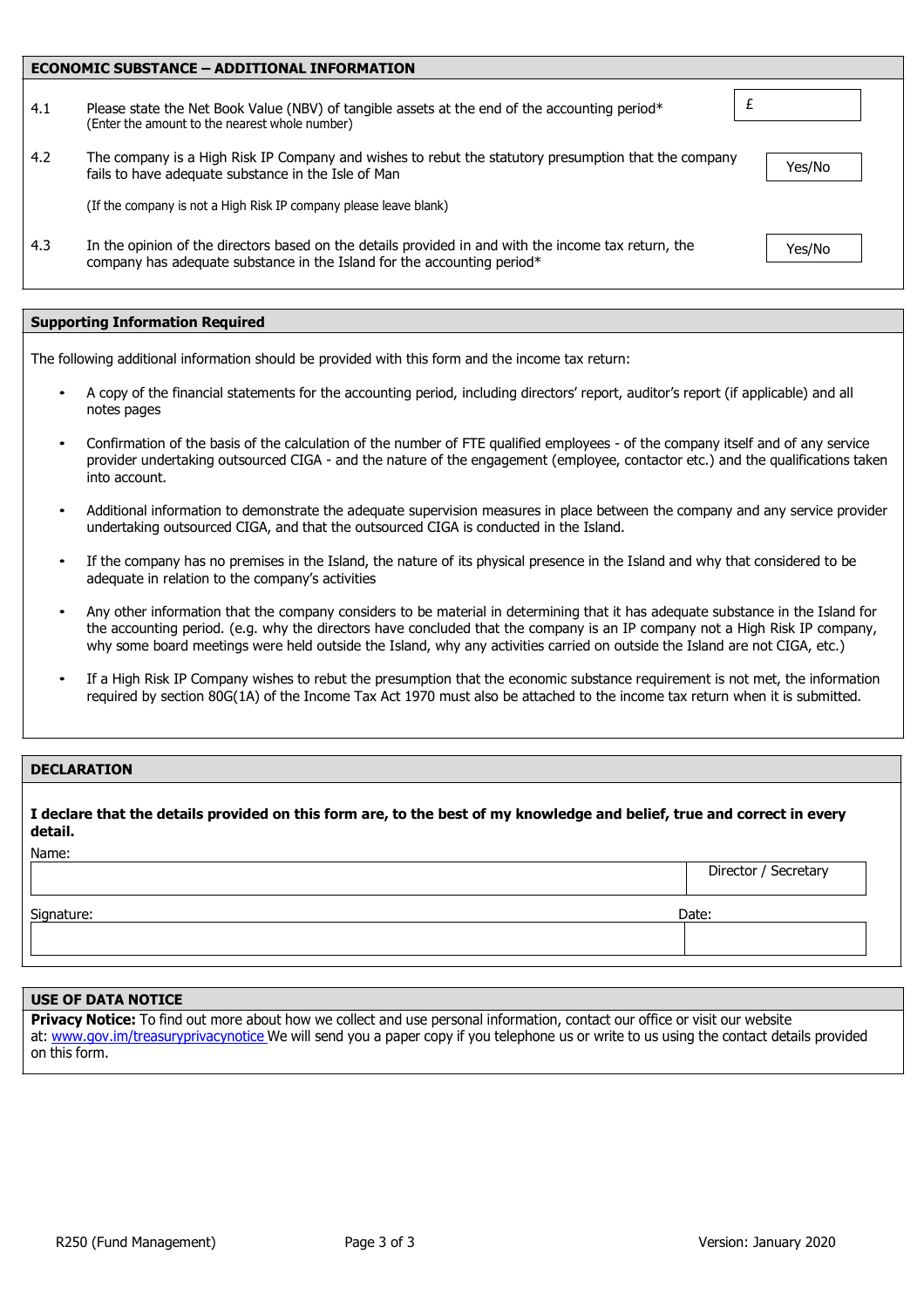## ECONOMIC SUBSTANCE – ADDITIONAL INFORMATION

| | | |
|---|---|---|
| 4.1 | Please state the Net Book Value (NBV) of tangible assets at the end of the accounting period*<br>(Enter the amount to the nearest whole number) | £ |
| 4.2 | The company is a High Risk IP Company and wishes to rebut the statutory presumption that the company fails to have adequate substance in the Isle of Man<br><br>(If the company is not a High Risk IP company please leave blank) | Yes/No |
| 4.3 | In the opinion of the directors based on the details provided in and with the income tax return, the company has adequate substance in the Island for the accounting period* | Yes/No |

## Supporting Information Required

The following additional information should be provided with this form and the income tax return:

- A copy of the financial statements for the accounting period, including directors' report, auditor's report (if applicable) and all notes pages
- Confirmation of the basis of the calculation of the number of FTE qualified employees - of the company itself and of any service provider undertaking outsourced CIGA - and the nature of the engagement (employee, contactor etc.) and the qualifications taken into account.
- Additional information to demonstrate the adequate supervision measures in place between the company and any service provider undertaking outsourced CIGA, and that the outsourced CIGA is conducted in the Island.
- If the company has no premises in the Island, the nature of its physical presence in the Island and why that considered to be adequate in relation to the company's activities
- Any other information that the company considers to be material in determining that it has adequate substance in the Island for the accounting period. (e.g. why the directors have concluded that the company is an IP company not a High Risk IP company, why some board meetings were held outside the Island, why any activities carried on outside the Island are not CIGA, etc.)
- If a High Risk IP Company wishes to rebut the presumption that the economic substance requirement is not met, the information required by section 80G(1A) of the Income Tax Act 1970 must also be attached to the income tax return when it is submitted.

## DECLARATION

**I declare that the details provided on this form are, to the best of my knowledge and belief, true and correct in every detail.**

| Name: | Director / Secretary |
|---|---|
| | |

| Signature: | Date: |
|---|---|
| | |

## USE OF DATA NOTICE

**Privacy Notice:** To find out more about how we collect and use personal information, contact our office or visit our website at: www.gov.im/treasuryprivacynotice We will send you a paper copy if you telephone us or write to us using the contact details provided on this form.

R250 (Fund Management) Version: January 2020